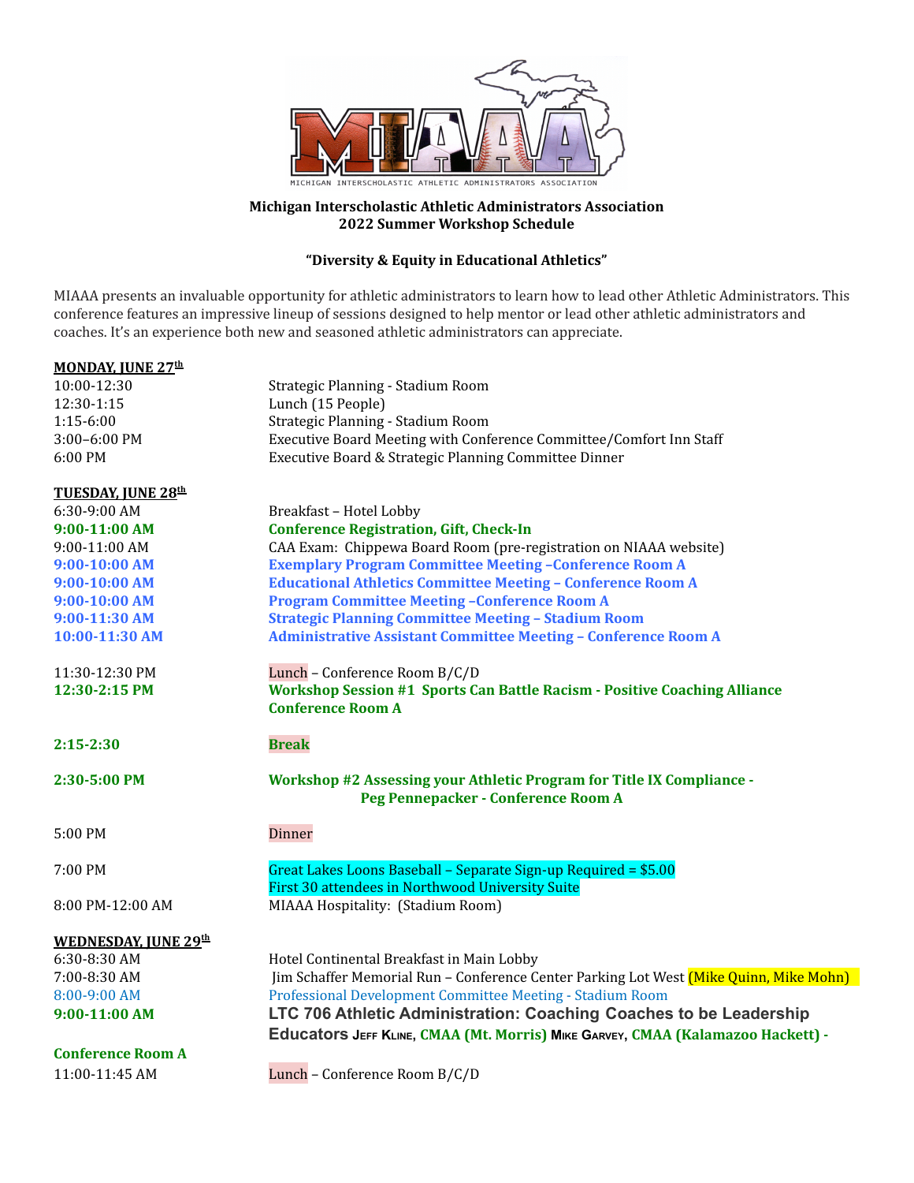MICHIGAN INTERSCHOLASTIC ATHLETIC ADMINISTRATORS ASSOCIATION

**Michigan Interscholastic Athletic Administrators Association**
**2022 Summer Workshop Schedule**

**"Diversity & Equity in Educational Athletics"**

MIAAA presents an invaluable opportunity for athletic administrators to learn how to lead other Athletic Administrators. This conference features an impressive lineup of sessions designed to help mentor or lead other athletic administrators and coaches. It's an experience both new and seasoned athletic administrators can appreciate.

**MONDAY, JUNE 27th**

| | |
|---|---|
| 10:00-12:30 | Strategic Planning - Stadium Room |
| 12:30-1:15 | Lunch (15 People) |
| 1:15-6:00 | Strategic Planning - Stadium Room |
| 3:00–6:00 PM | Executive Board Meeting with Conference Committee/Comfort Inn Staff |
| 6:00 PM | Executive Board & Strategic Planning Committee Dinner |

**TUESDAY, JUNE 28th**

| | |
|---|---|
| 6:30-9:00 AM | Breakfast – Hotel Lobby |
| **9:00-11:00 AM** | **Conference Registration, Gift, Check-In** |
| 9:00-11:00 AM | CAA Exam: Chippewa Board Room (pre-registration on NIAAA website) |
| **9:00-10:00 AM** | **Exemplary Program Committee Meeting –Conference Room A** |
| **9:00-10:00 AM** | **Educational Athletics Committee Meeting – Conference Room A** |
| **9:00-10:00 AM** | **Program Committee Meeting –Conference Room A** |
| **9:00-11:30 AM** | **Strategic Planning Committee Meeting – Stadium Room** |
| **10:00-11:30 AM** | **Administrative Assistant Committee Meeting – Conference Room A** |
| 11:30-12:30 PM | Lunch – Conference Room B/C/D |
| **12:30-2:15 PM** | **Workshop Session #1 Sports Can Battle Racism - Positive Coaching Alliance Conference Room A** |
| **2:15-2:30** | **Break** |
| **2:30-5:00 PM** | **Workshop #2 Assessing your Athletic Program for Title IX Compliance - Peg Pennepacker - Conference Room A** |
| 5:00 PM | Dinner |
| 7:00 PM | Great Lakes Loons Baseball – Separate Sign-up Required = $5.00 First 30 attendees in Northwood University Suite |
| 8:00 PM-12:00 AM | MIAAA Hospitality: (Stadium Room) |

**WEDNESDAY, JUNE 29th**

| | |
|---|---|
| 6:30-8:30 AM | Hotel Continental Breakfast in Main Lobby |
| 7:00-8:30 AM | Jim Schaffer Memorial Run – Conference Center Parking Lot West (Mike Quinn, Mike Mohn) |
| 8:00-9:00 AM | Professional Development Committee Meeting - Stadium Room |
| **9:00-11:00 AM** | **LTC 706 Athletic Administration: Coaching Coaches to be Leadership Educators** JEFF KLINE, **CMAA (Mt. Morris)** MIKE GARVEY, **CMAA (Kalamazoo Hackett) -** |
| **Conference Room A** | |
| 11:00-11:45 AM | Lunch – Conference Room B/C/D |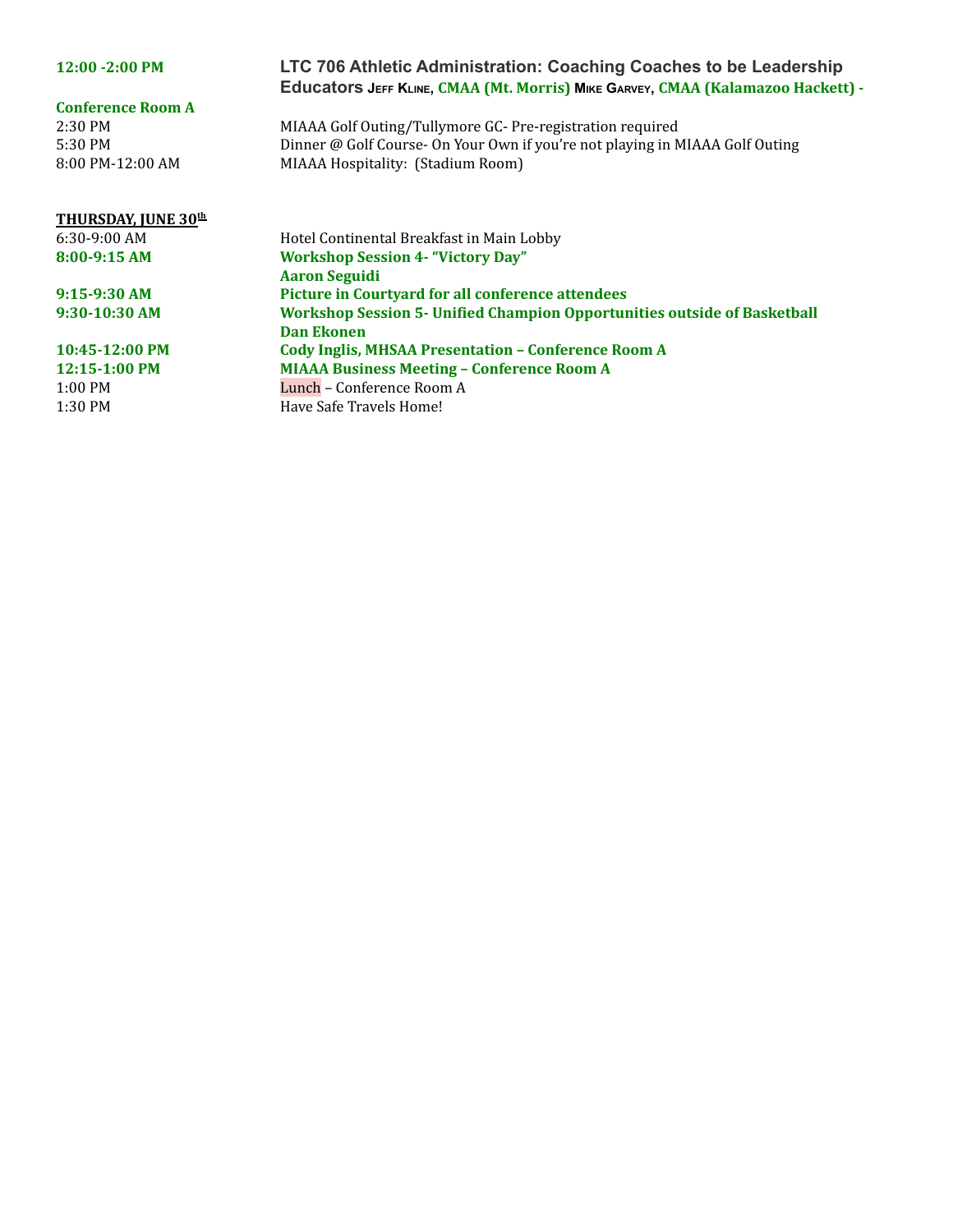**12:00 -2:00 PM** — **LTC 706 Athletic Administration: Coaching Coaches to be Leadership Educators** Jeff Kline, **CMAA (Mt. Morris)** Mike Garvey, **CMAA (Kalamazoo Hackett) -**

**Conference Room A**

2:30 PM — MIAAA Golf Outing/Tullymore GC- Pre-registration required

5:30 PM — Dinner @ Golf Course- On Your Own if you're not playing in MIAAA Golf Outing

8:00 PM-12:00 AM — MIAAA Hospitality: (Stadium Room)

**THURSDAY, JUNE 30th**

6:30-9:00 AM — Hotel Continental Breakfast in Main Lobby

**8:00-9:15 AM** — **Workshop Session 4- "Victory Day"**
**Aaron Seguidi**

**9:15-9:30 AM** — **Picture in Courtyard for all conference attendees**

**9:30-10:30 AM** — **Workshop Session 5- Unified Champion Opportunities outside of Basketball**
**Dan Ekonen**

**10:45-12:00 PM** — **Cody Inglis, MHSAA Presentation – Conference Room A**

**12:15-1:00 PM** — **MIAAA Business Meeting – Conference Room A**

1:00 PM — Lunch – Conference Room A

1:30 PM — Have Safe Travels Home!